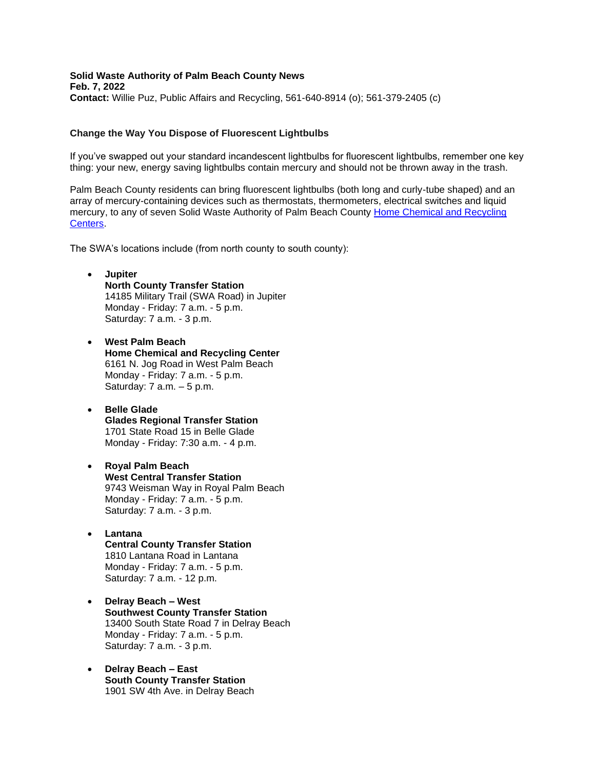**Solid Waste Authority of Palm Beach County News**
**Feb. 7, 2022**
**Contact:** Willie Puz, Public Affairs and Recycling, 561-640-8914 (o); 561-379-2405 (c)

**Change the Way You Dispose of Fluorescent Lightbulbs**

If you've swapped out your standard incandescent lightbulbs for fluorescent lightbulbs, remember one key thing: your new, energy saving lightbulbs contain mercury and should not be thrown away in the trash.

Palm Beach County residents can bring fluorescent lightbulbs (both long and curly-tube shaped) and an array of mercury-containing devices such as thermostats, thermometers, electrical switches and liquid mercury, to any of seven Solid Waste Authority of Palm Beach County Home Chemical and Recycling Centers.

The SWA's locations include (from north county to south county):

- **Jupiter**
  **North County Transfer Station**
  14185 Military Trail (SWA Road) in Jupiter
  Monday - Friday: 7 a.m. - 5 p.m.
  Saturday: 7 a.m. - 3 p.m.

- **West Palm Beach**
  **Home Chemical and Recycling Center**
  6161 N. Jog Road in West Palm Beach
  Monday - Friday: 7 a.m. - 5 p.m.
  Saturday: 7 a.m. – 5 p.m.

- **Belle Glade**
  **Glades Regional Transfer Station**
  1701 State Road 15 in Belle Glade
  Monday - Friday: 7:30 a.m. - 4 p.m.

- **Royal Palm Beach**
  **West Central Transfer Station**
  9743 Weisman Way in Royal Palm Beach
  Monday - Friday: 7 a.m. - 5 p.m.
  Saturday: 7 a.m. - 3 p.m.

- **Lantana**
  **Central County Transfer Station**
  1810 Lantana Road in Lantana
  Monday - Friday: 7 a.m. - 5 p.m.
  Saturday: 7 a.m. - 12 p.m.

- **Delray Beach – West**
  **Southwest County Transfer Station**
  13400 South State Road 7 in Delray Beach
  Monday - Friday: 7 a.m. - 5 p.m.
  Saturday: 7 a.m. - 3 p.m.

- **Delray Beach – East**
  **South County Transfer Station**
  1901 SW 4th Ave. in Delray Beach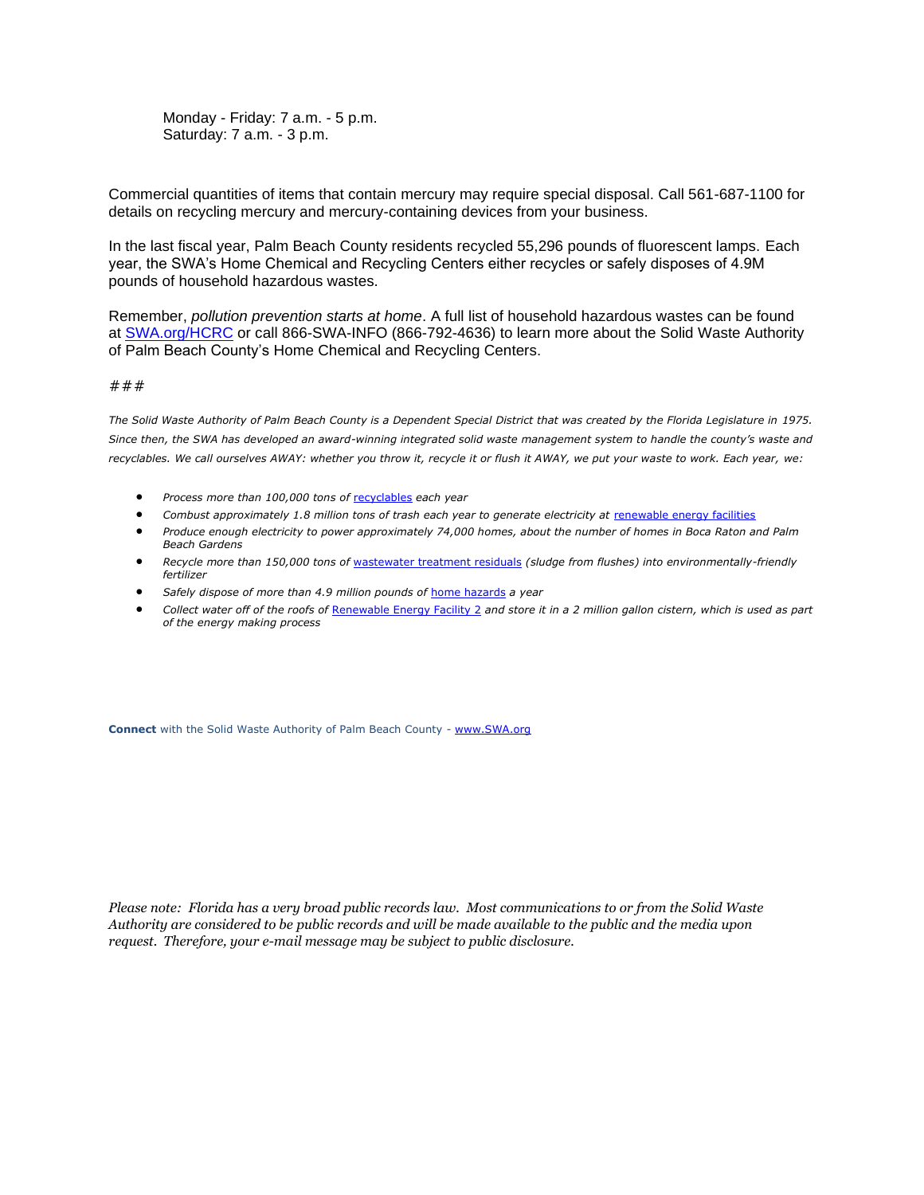Monday - Friday: 7 a.m. - 5 p.m.
Saturday: 7 a.m. - 3 p.m.

Commercial quantities of items that contain mercury may require special disposal. Call 561-687-1100 for details on recycling mercury and mercury-containing devices from your business.

In the last fiscal year, Palm Beach County residents recycled 55,296 pounds of fluorescent lamps. Each year, the SWA's Home Chemical and Recycling Centers either recycles or safely disposes of 4.9M pounds of household hazardous wastes.

Remember, *pollution prevention starts at home*. A full list of household hazardous wastes can be found at SWA.org/HCRC or call 866-SWA-INFO (866-792-4636) to learn more about the Solid Waste Authority of Palm Beach County's Home Chemical and Recycling Centers.

###

*The Solid Waste Authority of Palm Beach County is a Dependent Special District that was created by the Florida Legislature in 1975. Since then, the SWA has developed an award-winning integrated solid waste management system to handle the county's waste and recyclables. We call ourselves AWAY: whether you throw it, recycle it or flush it AWAY, we put your waste to work. Each year, we:*

- *Process more than 100,000 tons of* recyclables *each year*
- *Combust approximately 1.8 million tons of trash each year to generate electricity at* renewable energy facilities
- *Produce enough electricity to power approximately 74,000 homes, about the number of homes in Boca Raton and Palm Beach Gardens*
- *Recycle more than 150,000 tons of* wastewater treatment residuals *(sludge from flushes) into environmentally-friendly fertilizer*
- *Safely dispose of more than 4.9 million pounds of* home hazards *a year*
- *Collect water off of the roofs of* Renewable Energy Facility 2 *and store it in a 2 million gallon cistern, which is used as part of the energy making process*

**Connect** with the Solid Waste Authority of Palm Beach County - www.SWA.org

*Please note: Florida has a very broad public records law. Most communications to or from the Solid Waste Authority are considered to be public records and will be made available to the public and the media upon request. Therefore, your e-mail message may be subject to public disclosure.*